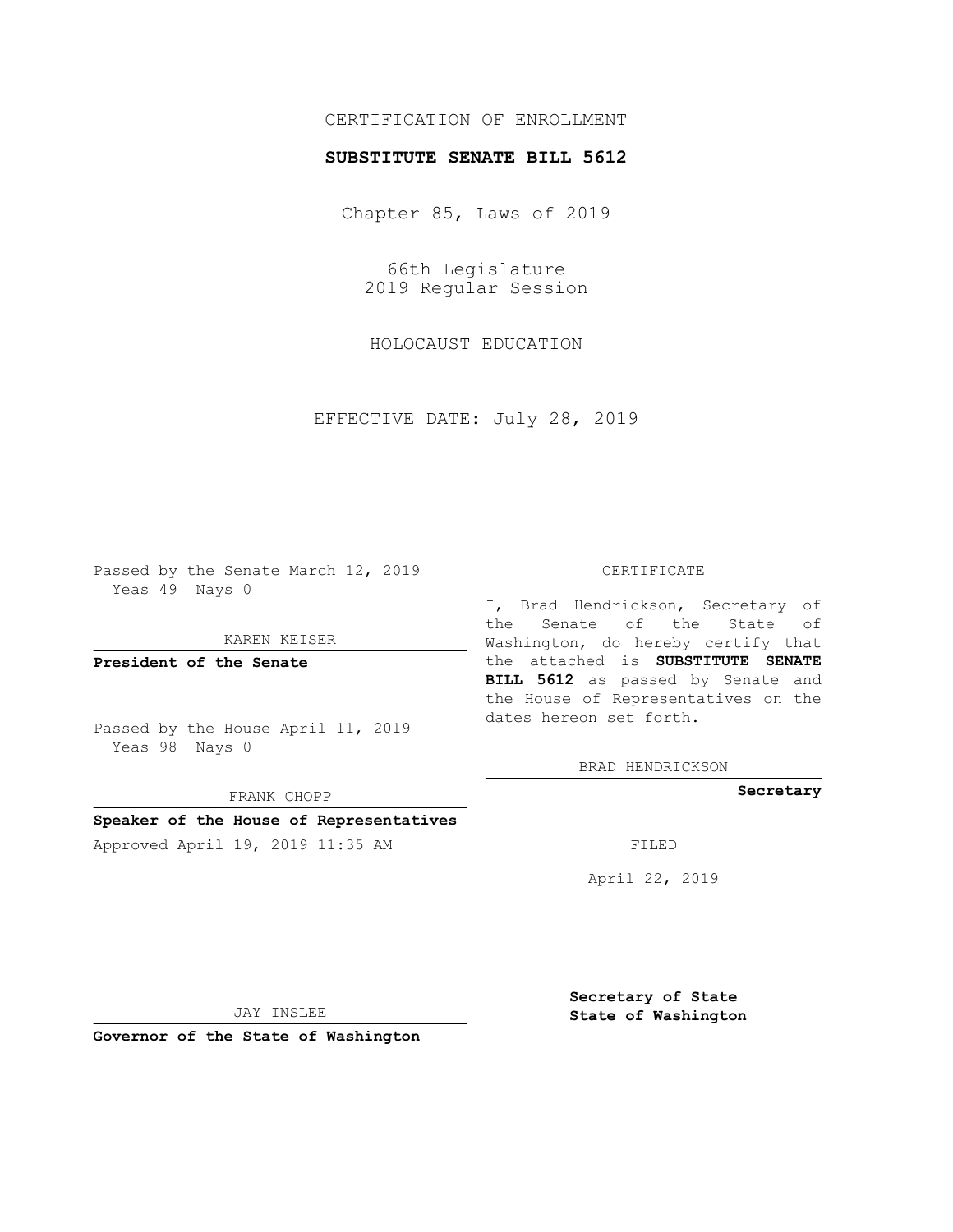CERTIFICATION OF ENROLLMENT

**SUBSTITUTE SENATE BILL 5612**

Chapter 85, Laws of 2019

66th Legislature
2019 Regular Session

HOLOCAUST EDUCATION

EFFECTIVE DATE: July 28, 2019

Passed by the Senate March 12, 2019
Yeas 49 Nays 0

KAREN KEISER

**President of the Senate**

Passed by the House April 11, 2019
Yeas 98 Nays 0

FRANK CHOPP

**Speaker of the House of Representatives**

Approved April 19, 2019 11:35 AM

JAY INSLEE

**Governor of the State of Washington**

CERTIFICATE

I, Brad Hendrickson, Secretary of the Senate of the State of Washington, do hereby certify that the attached is **SUBSTITUTE SENATE BILL 5612** as passed by Senate and the House of Representatives on the dates hereon set forth.

BRAD HENDRICKSON

**Secretary**

FILED

April 22, 2019

**Secretary of State**
**State of Washington**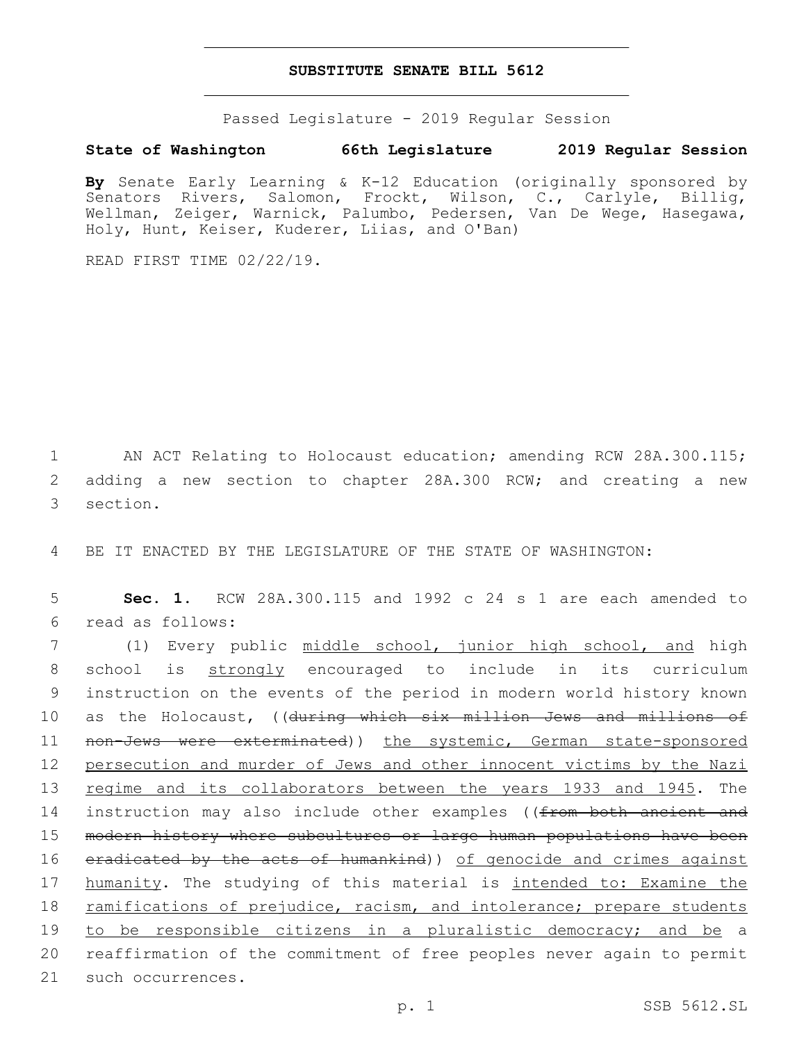**SUBSTITUTE SENATE BILL 5612**

Passed Legislature - 2019 Regular Session

**State of Washington 66th Legislature 2019 Regular Session**

**By** Senate Early Learning & K-12 Education (originally sponsored by Senators Rivers, Salomon, Frockt, Wilson, C., Carlyle, Billig, Wellman, Zeiger, Warnick, Palumbo, Pedersen, Van De Wege, Hasegawa, Holy, Hunt, Keiser, Kuderer, Liias, and O'Ban)

READ FIRST TIME 02/22/19.

AN ACT Relating to Holocaust education; amending RCW 28A.300.115; adding a new section to chapter 28A.300 RCW; and creating a new section.

BE IT ENACTED BY THE LEGISLATURE OF THE STATE OF WASHINGTON:

**Sec. 1.** RCW 28A.300.115 and 1992 c 24 s 1 are each amended to read as follows:

(1) Every public <u>middle school, junior high school, and</u> high school is <u>strongly</u> encouraged to include in its curriculum instruction on the events of the period in modern world history known as the Holocaust, ((~~during which six million Jews and millions of non-Jews were exterminated~~)) <u>the systemic, German state-sponsored persecution and murder of Jews and other innocent victims by the Nazi regime and its collaborators between the years 1933 and 1945</u>. The instruction may also include other examples ((~~from both ancient and modern history where subcultures or large human populations have been eradicated by the acts of humankind~~)) <u>of genocide and crimes against humanity</u>. The studying of this material is <u>intended to: Examine the ramifications of prejudice, racism, and intolerance; prepare students to be responsible citizens in a pluralistic democracy; and be</u> a reaffirmation of the commitment of free peoples never again to permit such occurrences.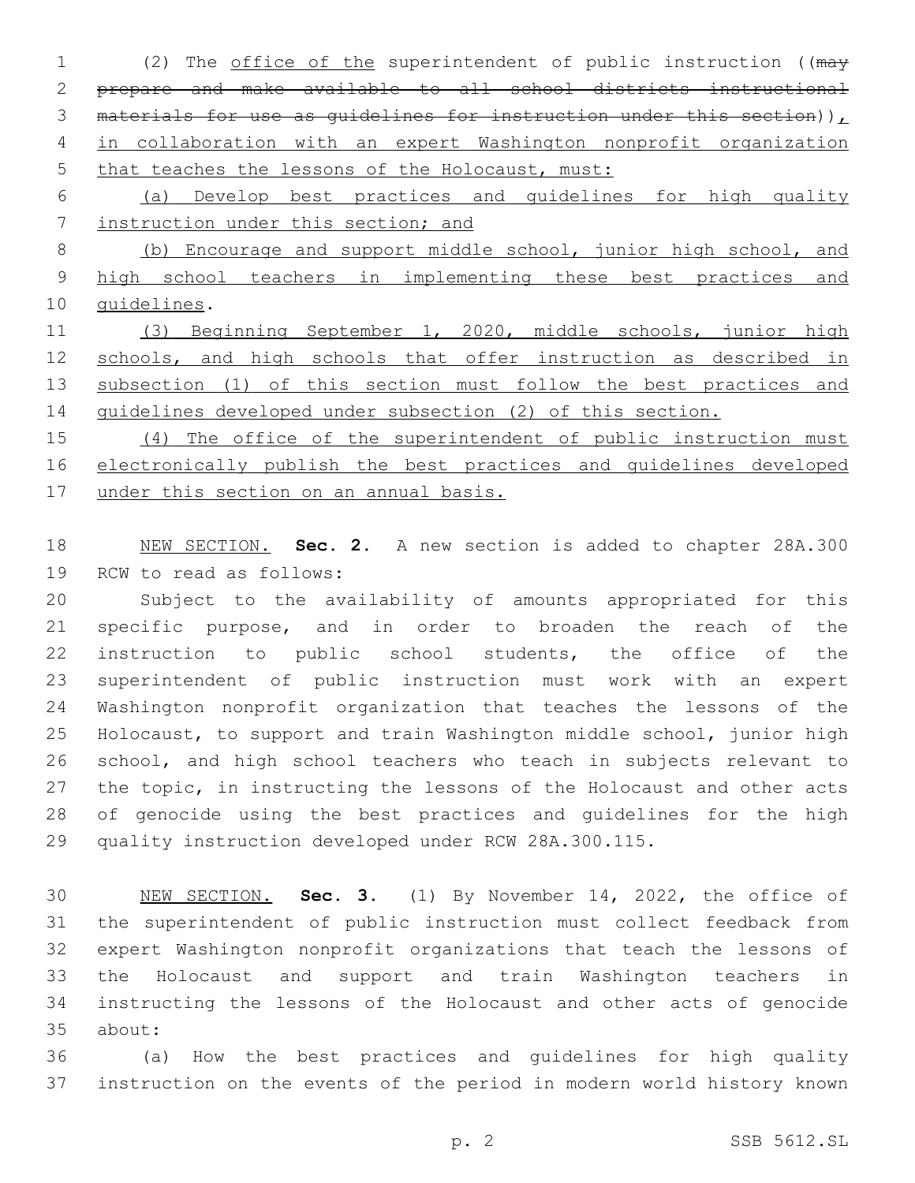(2) The office of the superintendent of public instruction ((may prepare and make available to all school districts instructional materials for use as guidelines for instruction under this section)), in collaboration with an expert Washington nonprofit organization that teaches the lessons of the Holocaust, must:

(a) Develop best practices and guidelines for high quality instruction under this section; and

(b) Encourage and support middle school, junior high school, and high school teachers in implementing these best practices and guidelines.

(3) Beginning September 1, 2020, middle schools, junior high schools, and high schools that offer instruction as described in subsection (1) of this section must follow the best practices and guidelines developed under subsection (2) of this section.

(4) The office of the superintendent of public instruction must electronically publish the best practices and guidelines developed under this section on an annual basis.

NEW SECTION. **Sec. 2.** A new section is added to chapter 28A.300 RCW to read as follows:

Subject to the availability of amounts appropriated for this specific purpose, and in order to broaden the reach of the instruction to public school students, the office of the superintendent of public instruction must work with an expert Washington nonprofit organization that teaches the lessons of the Holocaust, to support and train Washington middle school, junior high school, and high school teachers who teach in subjects relevant to the topic, in instructing the lessons of the Holocaust and other acts of genocide using the best practices and guidelines for the high quality instruction developed under RCW 28A.300.115.

NEW SECTION. **Sec. 3.** (1) By November 14, 2022, the office of the superintendent of public instruction must collect feedback from expert Washington nonprofit organizations that teach the lessons of the Holocaust and support and train Washington teachers in instructing the lessons of the Holocaust and other acts of genocide about:

(a) How the best practices and guidelines for high quality instruction on the events of the period in modern world history known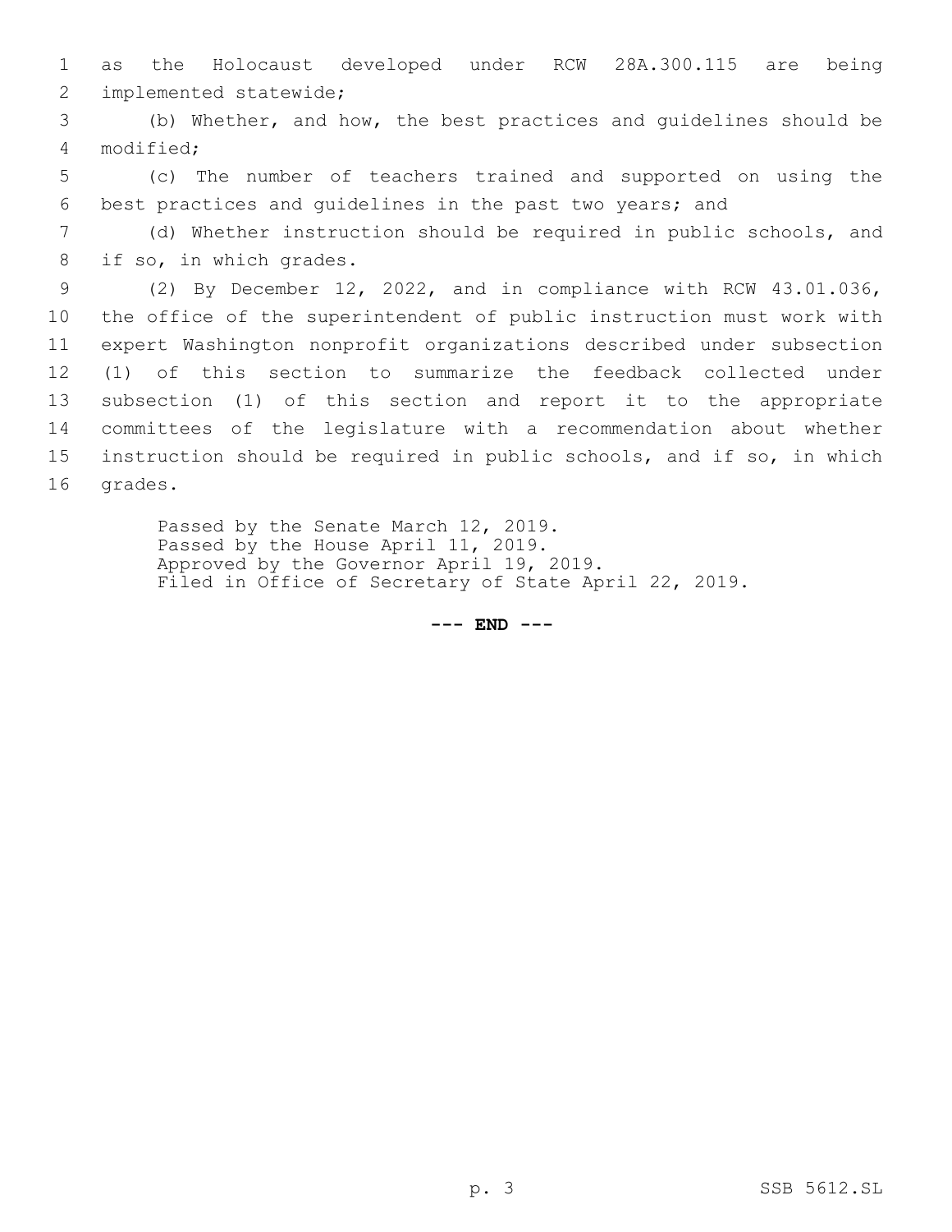as the Holocaust developed under RCW 28A.300.115 are being implemented statewide;

(b) Whether, and how, the best practices and guidelines should be modified;

(c) The number of teachers trained and supported on using the best practices and guidelines in the past two years; and

(d) Whether instruction should be required in public schools, and if so, in which grades.

(2) By December 12, 2022, and in compliance with RCW 43.01.036, the office of the superintendent of public instruction must work with expert Washington nonprofit organizations described under subsection (1) of this section to summarize the feedback collected under subsection (1) of this section and report it to the appropriate committees of the legislature with a recommendation about whether instruction should be required in public schools, and if so, in which grades.

Passed by the Senate March 12, 2019.
Passed by the House April 11, 2019.
Approved by the Governor April 19, 2019.
Filed in Office of Secretary of State April 22, 2019.

**--- END ---**